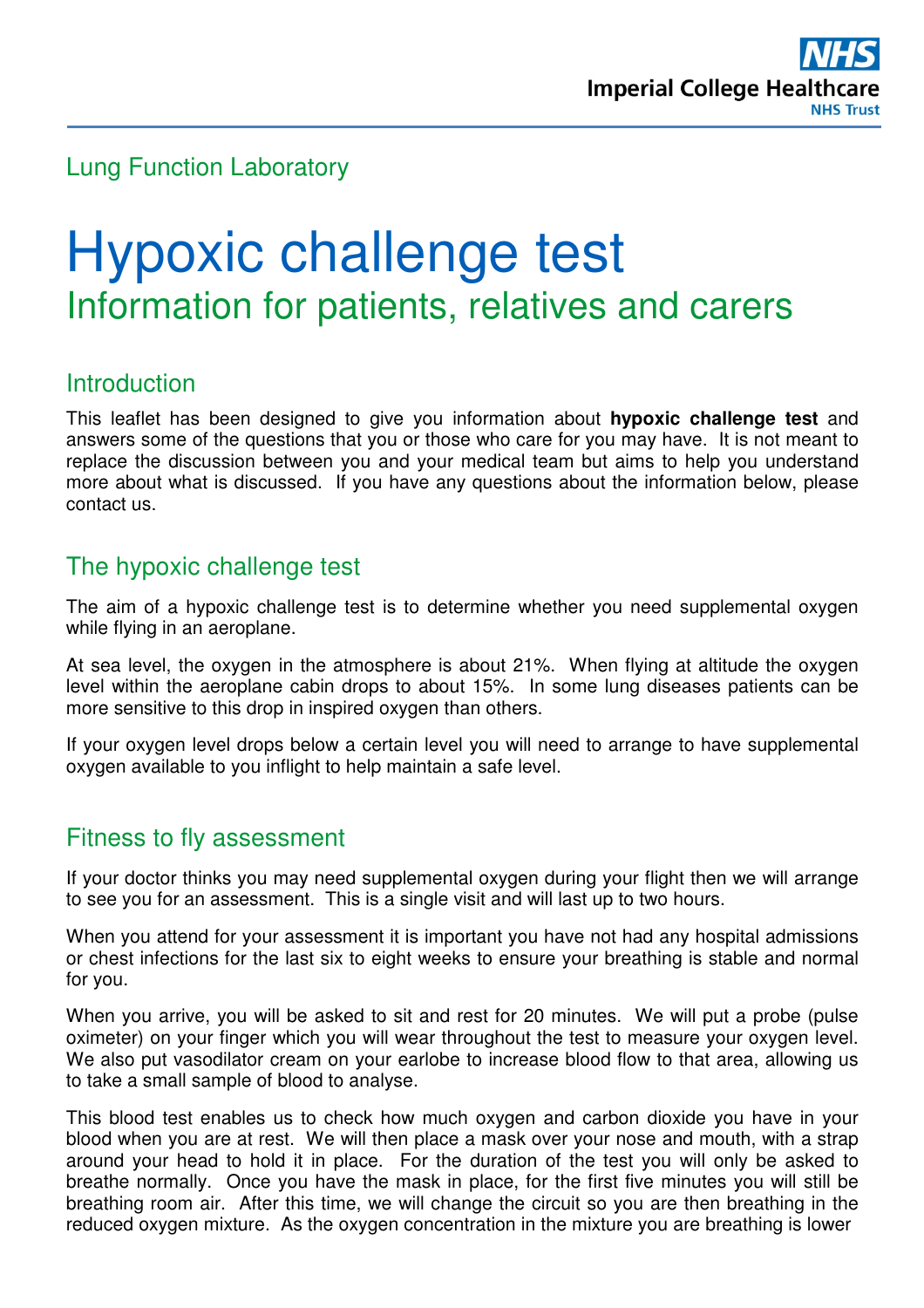Lung Function Laboratory

# Hypoxic challenge test

## Information for patients, relatives and carers

## Introduction

This leaflet has been designed to give you information about **hypoxic challenge test** and answers some of the questions that you or those who care for you may have. It is not meant to replace the discussion between you and your medical team but aims to help you understand more about what is discussed. If you have any questions about the information below, please contact us.

## The hypoxic challenge test

The aim of a hypoxic challenge test is to determine whether you need supplemental oxygen while flying in an aeroplane.

At sea level, the oxygen in the atmosphere is about 21%. When flying at altitude the oxygen level within the aeroplane cabin drops to about 15%. In some lung diseases patients can be more sensitive to this drop in inspired oxygen than others.

If your oxygen level drops below a certain level you will need to arrange to have supplemental oxygen available to you inflight to help maintain a safe level.

## Fitness to fly assessment

If your doctor thinks you may need supplemental oxygen during your flight then we will arrange to see you for an assessment. This is a single visit and will last up to two hours.

When you attend for your assessment it is important you have not had any hospital admissions or chest infections for the last six to eight weeks to ensure your breathing is stable and normal for you.

When you arrive, you will be asked to sit and rest for 20 minutes. We will put a probe (pulse oximeter) on your finger which you will wear throughout the test to measure your oxygen level. We also put vasodilator cream on your earlobe to increase blood flow to that area, allowing us to take a small sample of blood to analyse.

This blood test enables us to check how much oxygen and carbon dioxide you have in your blood when you are at rest. We will then place a mask over your nose and mouth, with a strap around your head to hold it in place. For the duration of the test you will only be asked to breathe normally. Once you have the mask in place, for the first five minutes you will still be breathing room air. After this time, we will change the circuit so you are then breathing in the reduced oxygen mixture. As the oxygen concentration in the mixture you are breathing is lower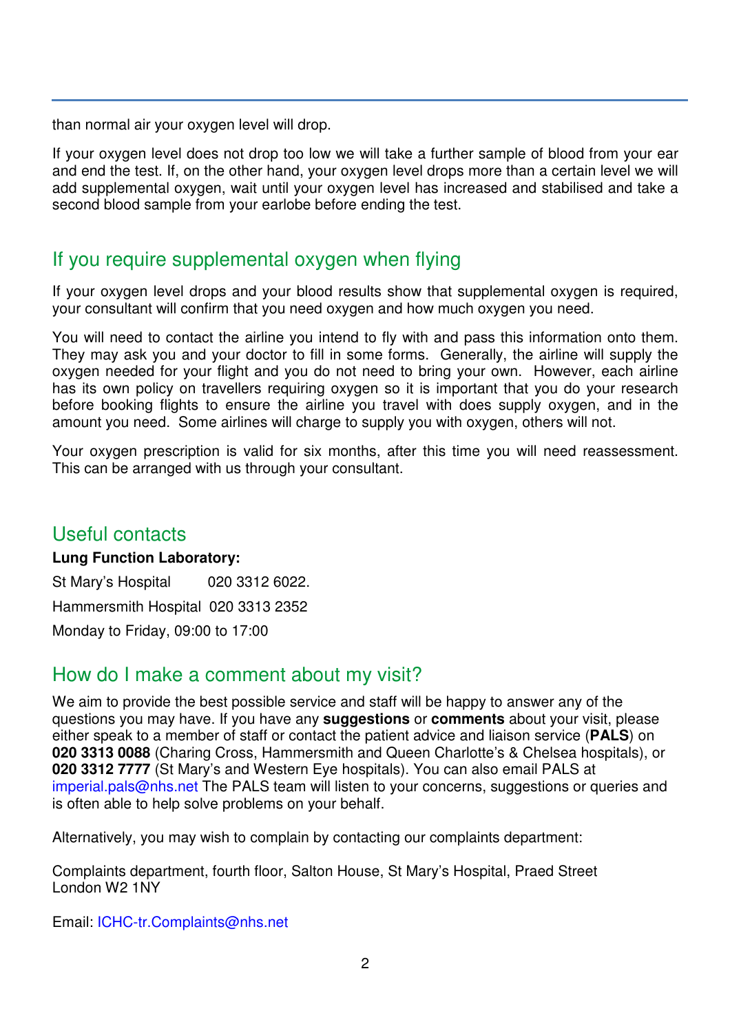than normal air your oxygen level will drop.

If your oxygen level does not drop too low we will take a further sample of blood from your ear and end the test. If, on the other hand, your oxygen level drops more than a certain level we will add supplemental oxygen, wait until your oxygen level has increased and stabilised and take a second blood sample from your earlobe before ending the test.

## If you require supplemental oxygen when flying

If your oxygen level drops and your blood results show that supplemental oxygen is required, your consultant will confirm that you need oxygen and how much oxygen you need.

You will need to contact the airline you intend to fly with and pass this information onto them. They may ask you and your doctor to fill in some forms. Generally, the airline will supply the oxygen needed for your flight and you do not need to bring your own. However, each airline has its own policy on travellers requiring oxygen so it is important that you do your research before booking flights to ensure the airline you travel with does supply oxygen, and in the amount you need. Some airlines will charge to supply you with oxygen, others will not.

Your oxygen prescription is valid for six months, after this time you will need reassessment. This can be arranged with us through your consultant.

## Useful contacts

**Lung Function Laboratory:**

St Mary's Hospital 020 3312 6022.

Hammersmith Hospital 020 3313 2352

Monday to Friday, 09:00 to 17:00

## How do I make a comment about my visit?

We aim to provide the best possible service and staff will be happy to answer any of the questions you may have. If you have any **suggestions** or **comments** about your visit, please either speak to a member of staff or contact the patient advice and liaison service (**PALS**) on **020 3313 0088** (Charing Cross, Hammersmith and Queen Charlotte's & Chelsea hospitals), or **020 3312 7777** (St Mary's and Western Eye hospitals). You can also email PALS at imperial.pals@nhs.net The PALS team will listen to your concerns, suggestions or queries and is often able to help solve problems on your behalf.

Alternatively, you may wish to complain by contacting our complaints department:

Complaints department, fourth floor, Salton House, St Mary's Hospital, Praed Street
London W2 1NY

Email: ICHC-tr.Complaints@nhs.net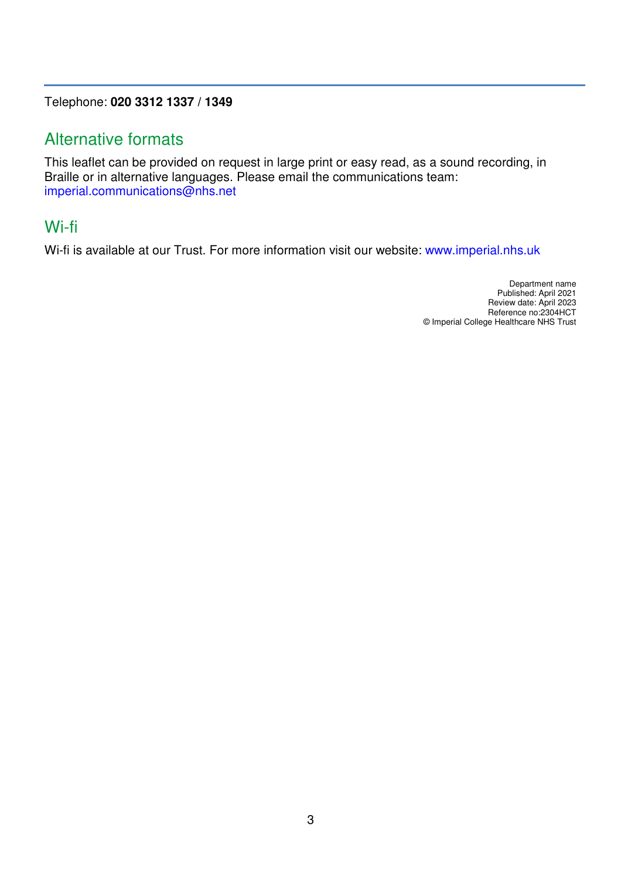Telephone: **020 3312 1337** / **1349**

## Alternative formats

This leaflet can be provided on request in large print or easy read, as a sound recording, in Braille or in alternative languages. Please email the communications team: imperial.communications@nhs.net

## Wi-fi

Wi-fi is available at our Trust. For more information visit our website: www.imperial.nhs.uk

Department name
Published: April 2021
Review date: April 2023
Reference no:2304HCT
© Imperial College Healthcare NHS Trust